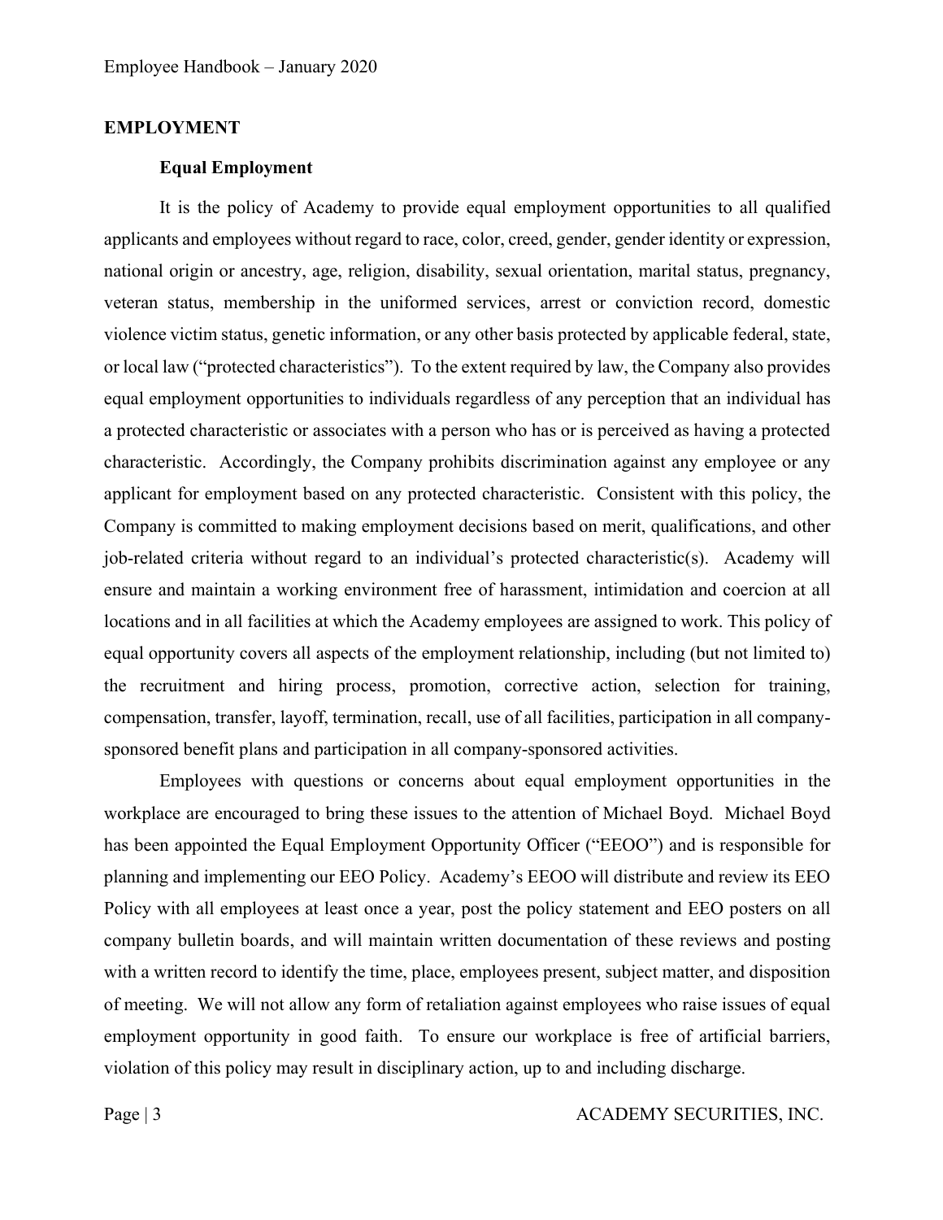# EMPLOYMENT

## Equal Employment

It is the policy of Academy to provide equal employment opportunities to all qualified applicants and employees without regard to race, color, creed, gender, gender identity or expression, national origin or ancestry, age, religion, disability, sexual orientation, marital status, pregnancy, veteran status, membership in the uniformed services, arrest or conviction record, domestic violence victim status, genetic information, or any other basis protected by applicable federal, state, or local law ("protected characteristics"). To the extent required by law, the Company also provides equal employment opportunities to individuals regardless of any perception that an individual has a protected characteristic or associates with a person who has or is perceived as having a protected characteristic. Accordingly, the Company prohibits discrimination against any employee or any applicant for employment based on any protected characteristic. Consistent with this policy, the Company is committed to making employment decisions based on merit, qualifications, and other job-related criteria without regard to an individual's protected characteristic(s). Academy will ensure and maintain a working environment free of harassment, intimidation and coercion at all locations and in all facilities at which the Academy employees are assigned to work. This policy of equal opportunity covers all aspects of the employment relationship, including (but not limited to) the recruitment and hiring process, promotion, corrective action, selection for training, compensation, transfer, layoff, termination, recall, use of all facilities, participation in all company-sponsored benefit plans and participation in all company-sponsored activities.

Employees with questions or concerns about equal employment opportunities in the workplace are encouraged to bring these issues to the attention of Michael Boyd. Michael Boyd has been appointed the Equal Employment Opportunity Officer ("EEOO") and is responsible for planning and implementing our EEO Policy. Academy's EEOO will distribute and review its EEO Policy with all employees at least once a year, post the policy statement and EEO posters on all company bulletin boards, and will maintain written documentation of these reviews and posting with a written record to identify the time, place, employees present, subject matter, and disposition of meeting. We will not allow any form of retaliation against employees who raise issues of equal employment opportunity in good faith. To ensure our workplace is free of artificial barriers, violation of this policy may result in disciplinary action, up to and including discharge.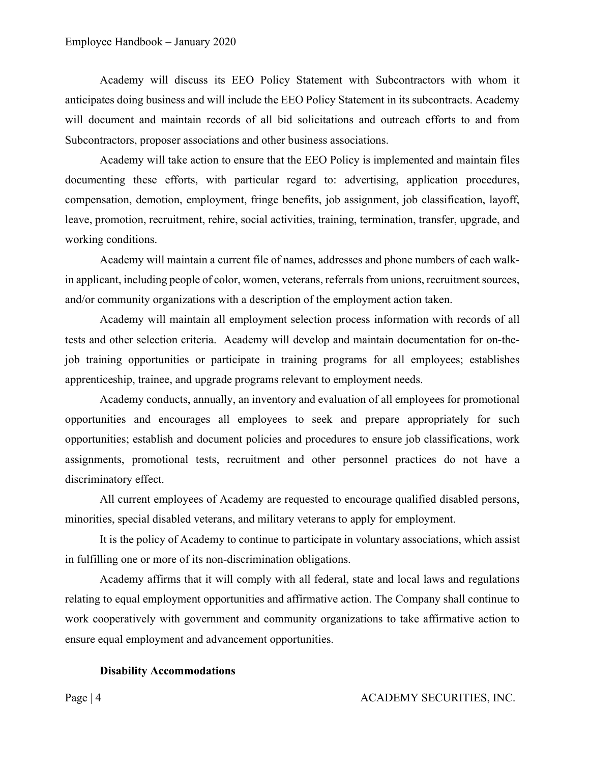Academy will discuss its EEO Policy Statement with Subcontractors with whom it anticipates doing business and will include the EEO Policy Statement in its subcontracts. Academy will document and maintain records of all bid solicitations and outreach efforts to and from Subcontractors, proposer associations and other business associations.

Academy will take action to ensure that the EEO Policy is implemented and maintain files documenting these efforts, with particular regard to: advertising, application procedures, compensation, demotion, employment, fringe benefits, job assignment, job classification, layoff, leave, promotion, recruitment, rehire, social activities, training, termination, transfer, upgrade, and working conditions.

Academy will maintain a current file of names, addresses and phone numbers of each walk-in applicant, including people of color, women, veterans, referrals from unions, recruitment sources, and/or community organizations with a description of the employment action taken.

Academy will maintain all employment selection process information with records of all tests and other selection criteria. Academy will develop and maintain documentation for on-the-job training opportunities or participate in training programs for all employees; establishes apprenticeship, trainee, and upgrade programs relevant to employment needs.

Academy conducts, annually, an inventory and evaluation of all employees for promotional opportunities and encourages all employees to seek and prepare appropriately for such opportunities; establish and document policies and procedures to ensure job classifications, work assignments, promotional tests, recruitment and other personnel practices do not have a discriminatory effect.

All current employees of Academy are requested to encourage qualified disabled persons, minorities, special disabled veterans, and military veterans to apply for employment.

It is the policy of Academy to continue to participate in voluntary associations, which assist in fulfilling one or more of its non-discrimination obligations.

Academy affirms that it will comply with all federal, state and local laws and regulations relating to equal employment opportunities and affirmative action. The Company shall continue to work cooperatively with government and community organizations to take affirmative action to ensure equal employment and advancement opportunities.

**Disability Accommodations**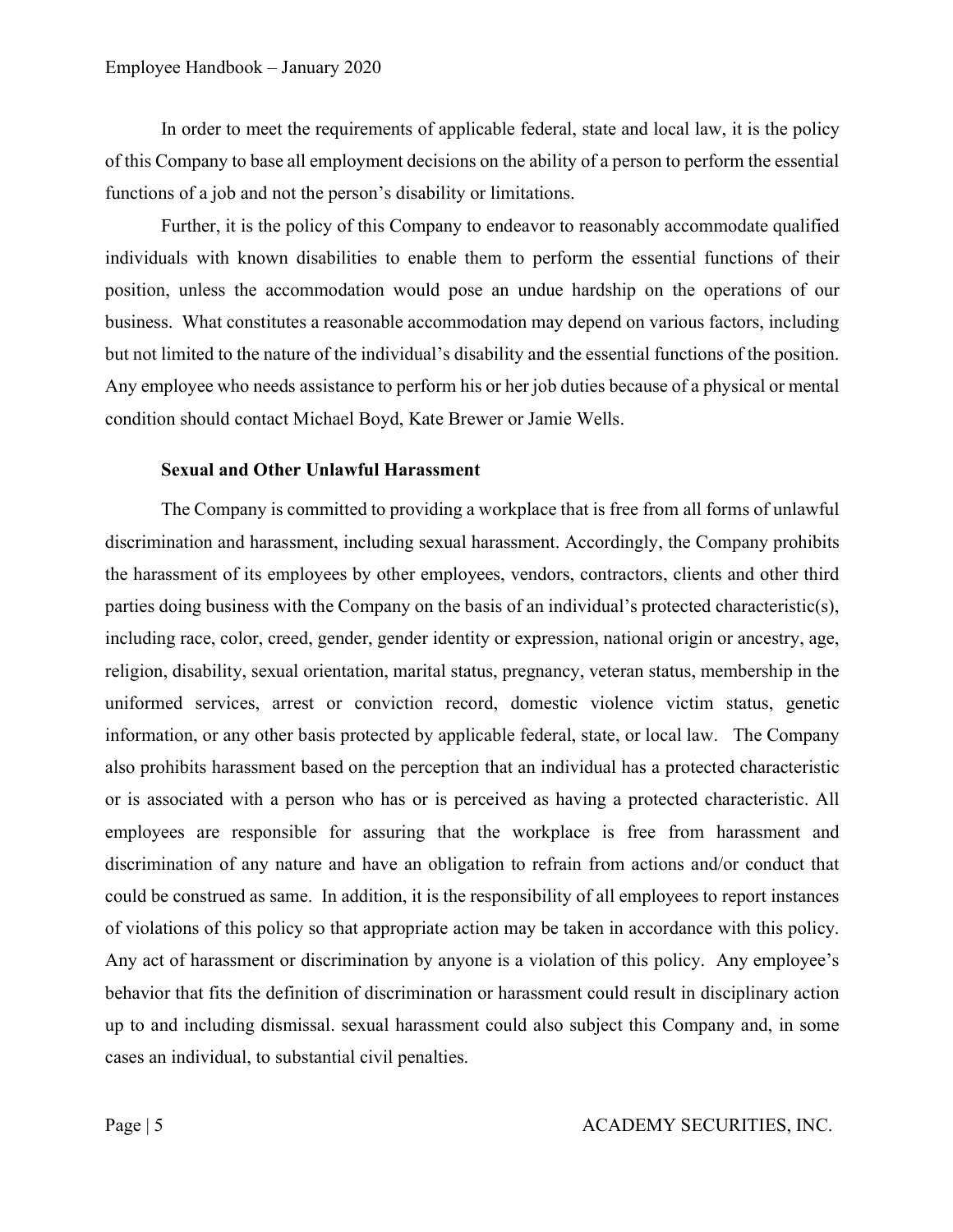In order to meet the requirements of applicable federal, state and local law, it is the policy of this Company to base all employment decisions on the ability of a person to perform the essential functions of a job and not the person's disability or limitations.

Further, it is the policy of this Company to endeavor to reasonably accommodate qualified individuals with known disabilities to enable them to perform the essential functions of their position, unless the accommodation would pose an undue hardship on the operations of our business. What constitutes a reasonable accommodation may depend on various factors, including but not limited to the nature of the individual's disability and the essential functions of the position. Any employee who needs assistance to perform his or her job duties because of a physical or mental condition should contact Michael Boyd, Kate Brewer or Jamie Wells.

**Sexual and Other Unlawful Harassment**

The Company is committed to providing a workplace that is free from all forms of unlawful discrimination and harassment, including sexual harassment. Accordingly, the Company prohibits the harassment of its employees by other employees, vendors, contractors, clients and other third parties doing business with the Company on the basis of an individual's protected characteristic(s), including race, color, creed, gender, gender identity or expression, national origin or ancestry, age, religion, disability, sexual orientation, marital status, pregnancy, veteran status, membership in the uniformed services, arrest or conviction record, domestic violence victim status, genetic information, or any other basis protected by applicable federal, state, or local law. The Company also prohibits harassment based on the perception that an individual has a protected characteristic or is associated with a person who has or is perceived as having a protected characteristic. All employees are responsible for assuring that the workplace is free from harassment and discrimination of any nature and have an obligation to refrain from actions and/or conduct that could be construed as same. In addition, it is the responsibility of all employees to report instances of violations of this policy so that appropriate action may be taken in accordance with this policy. Any act of harassment or discrimination by anyone is a violation of this policy. Any employee's behavior that fits the definition of discrimination or harassment could result in disciplinary action up to and including dismissal. sexual harassment could also subject this Company and, in some cases an individual, to substantial civil penalties.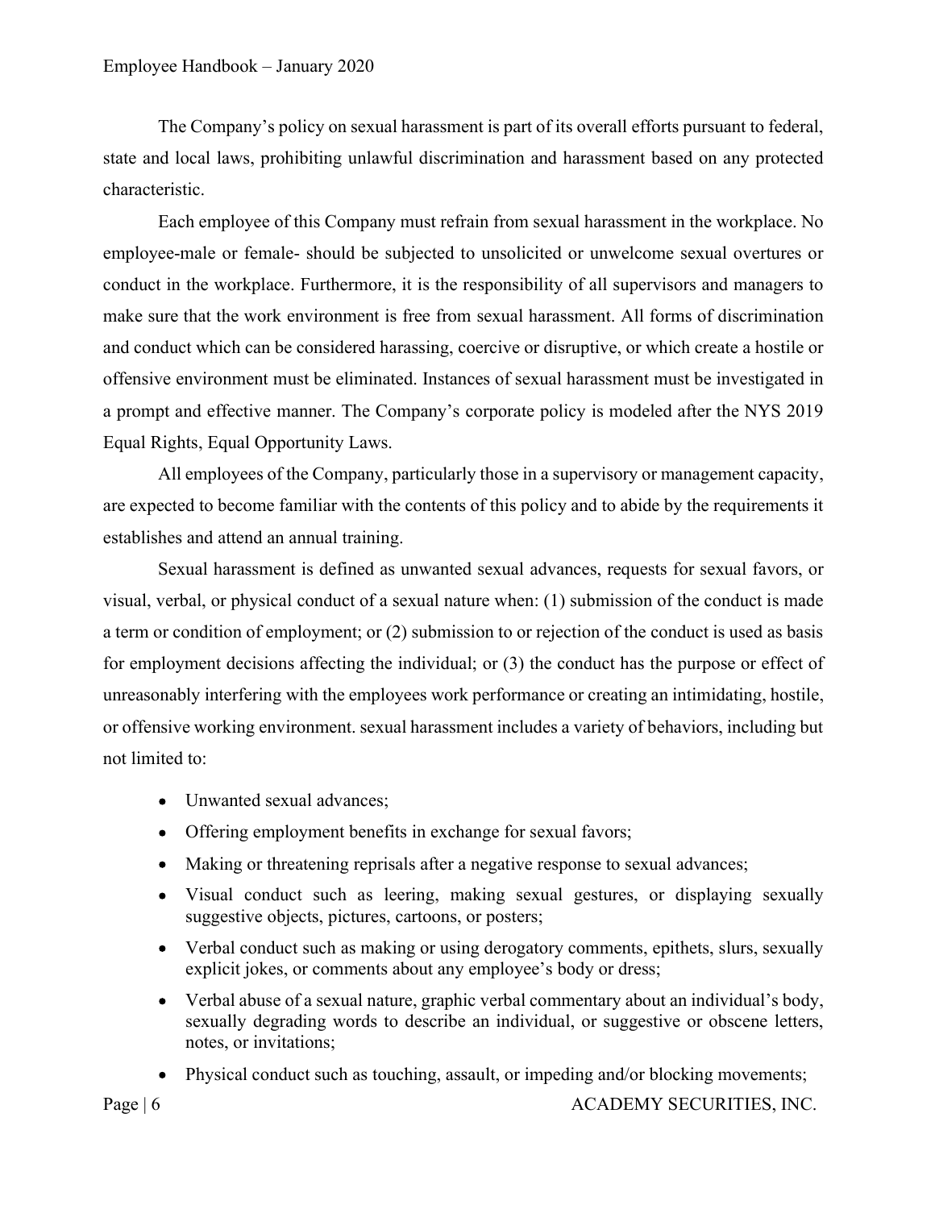The Company's policy on sexual harassment is part of its overall efforts pursuant to federal, state and local laws, prohibiting unlawful discrimination and harassment based on any protected characteristic.

Each employee of this Company must refrain from sexual harassment in the workplace. No employee-male or female- should be subjected to unsolicited or unwelcome sexual overtures or conduct in the workplace. Furthermore, it is the responsibility of all supervisors and managers to make sure that the work environment is free from sexual harassment. All forms of discrimination and conduct which can be considered harassing, coercive or disruptive, or which create a hostile or offensive environment must be eliminated. Instances of sexual harassment must be investigated in a prompt and effective manner. The Company's corporate policy is modeled after the NYS 2019 Equal Rights, Equal Opportunity Laws.

All employees of the Company, particularly those in a supervisory or management capacity, are expected to become familiar with the contents of this policy and to abide by the requirements it establishes and attend an annual training.

Sexual harassment is defined as unwanted sexual advances, requests for sexual favors, or visual, verbal, or physical conduct of a sexual nature when: (1) submission of the conduct is made a term or condition of employment; or (2) submission to or rejection of the conduct is used as basis for employment decisions affecting the individual; or (3) the conduct has the purpose or effect of unreasonably interfering with the employees work performance or creating an intimidating, hostile, or offensive working environment. sexual harassment includes a variety of behaviors, including but not limited to:

- Unwanted sexual advances;
- Offering employment benefits in exchange for sexual favors;
- Making or threatening reprisals after a negative response to sexual advances;
- Visual conduct such as leering, making sexual gestures, or displaying sexually suggestive objects, pictures, cartoons, or posters;
- Verbal conduct such as making or using derogatory comments, epithets, slurs, sexually explicit jokes, or comments about any employee's body or dress;
- Verbal abuse of a sexual nature, graphic verbal commentary about an individual's body, sexually degrading words to describe an individual, or suggestive or obscene letters, notes, or invitations;
- Physical conduct such as touching, assault, or impeding and/or blocking movements;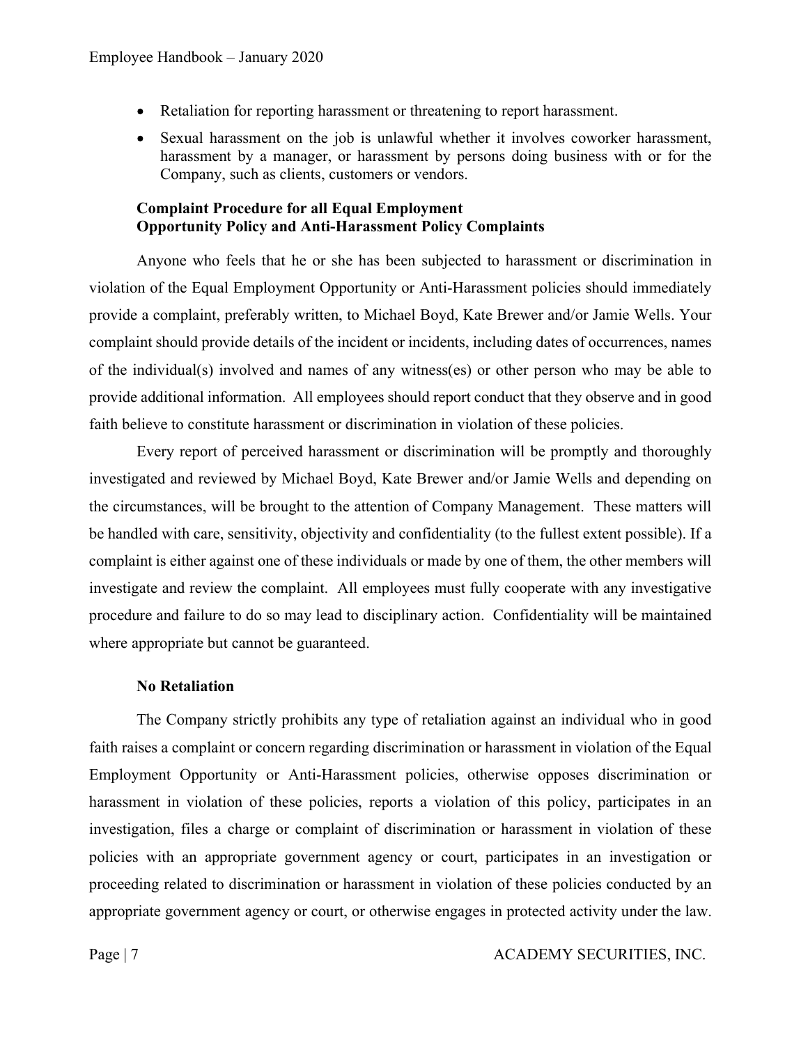- Retaliation for reporting harassment or threatening to report harassment.
- Sexual harassment on the job is unlawful whether it involves coworker harassment, harassment by a manager, or harassment by persons doing business with or for the Company, such as clients, customers or vendors.

**Complaint Procedure for all Equal Employment Opportunity Policy and Anti-Harassment Policy Complaints**

Anyone who feels that he or she has been subjected to harassment or discrimination in violation of the Equal Employment Opportunity or Anti-Harassment policies should immediately provide a complaint, preferably written, to Michael Boyd, Kate Brewer and/or Jamie Wells. Your complaint should provide details of the incident or incidents, including dates of occurrences, names of the individual(s) involved and names of any witness(es) or other person who may be able to provide additional information. All employees should report conduct that they observe and in good faith believe to constitute harassment or discrimination in violation of these policies.

Every report of perceived harassment or discrimination will be promptly and thoroughly investigated and reviewed by Michael Boyd, Kate Brewer and/or Jamie Wells and depending on the circumstances, will be brought to the attention of Company Management. These matters will be handled with care, sensitivity, objectivity and confidentiality (to the fullest extent possible). If a complaint is either against one of these individuals or made by one of them, the other members will investigate and review the complaint. All employees must fully cooperate with any investigative procedure and failure to do so may lead to disciplinary action. Confidentiality will be maintained where appropriate but cannot be guaranteed.

**No Retaliation**

The Company strictly prohibits any type of retaliation against an individual who in good faith raises a complaint or concern regarding discrimination or harassment in violation of the Equal Employment Opportunity or Anti-Harassment policies, otherwise opposes discrimination or harassment in violation of these policies, reports a violation of this policy, participates in an investigation, files a charge or complaint of discrimination or harassment in violation of these policies with an appropriate government agency or court, participates in an investigation or proceeding related to discrimination or harassment in violation of these policies conducted by an appropriate government agency or court, or otherwise engages in protected activity under the law.